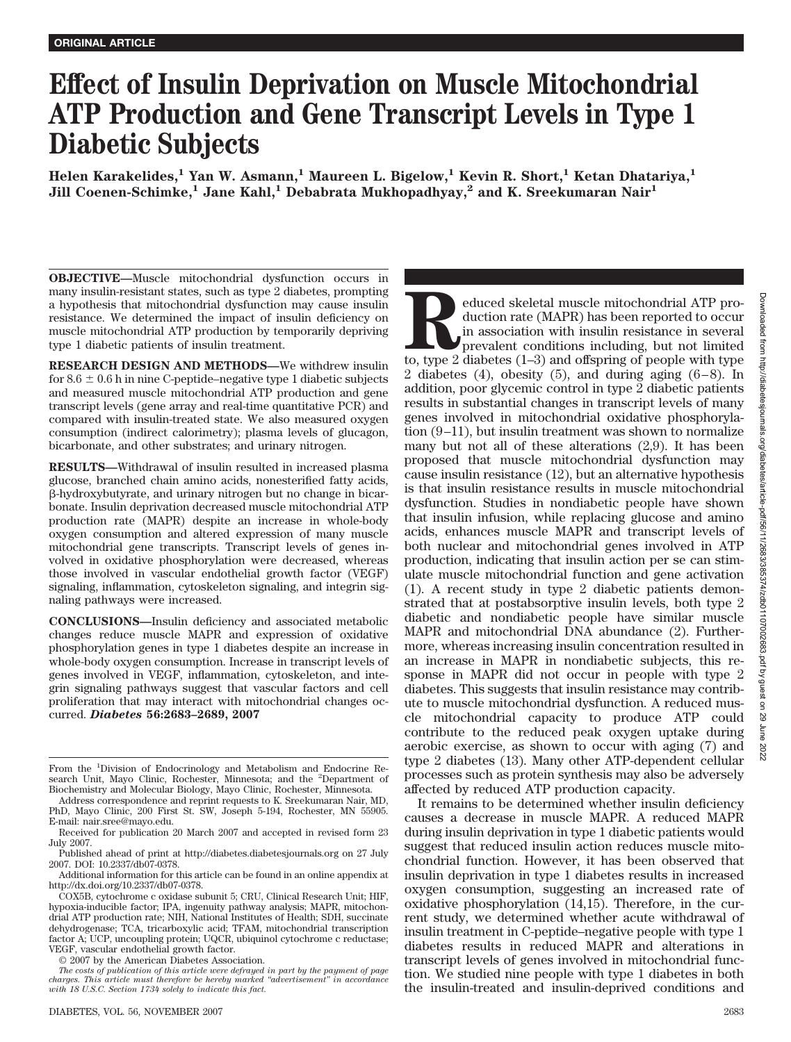**ORIGINAL ARTICLE**

# Effect of Insulin Deprivation on Muscle Mitochondrial ATP Production and Gene Transcript Levels in Type 1 Diabetic Subjects

**Helen Karakelides,[1] Yan W. Asmann,[1] Maureen L. Bigelow,[1] Kevin R. Short,[1] Ketan Dhatariya,[1] Jill Coenen-Schimke,[1] Jane Kahl,[1] Debabrata Mukhopadhyay,[2] and K. Sreekumaran Nair[1]**

**OBJECTIVE**—Muscle mitochondrial dysfunction occurs in many insulin-resistant states, such as type 2 diabetes, prompting a hypothesis that mitochondrial dysfunction may cause insulin resistance. We determined the impact of insulin deficiency on muscle mitochondrial ATP production by temporarily depriving type 1 diabetic patients of insulin treatment.

**RESEARCH DESIGN AND METHODS**—We withdrew insulin for 8.6 ± 0.6 h in nine C-peptide–negative type 1 diabetic subjects and measured muscle mitochondrial ATP production and gene transcript levels (gene array and real-time quantitative PCR) and compared with insulin-treated state. We also measured oxygen consumption (indirect calorimetry); plasma levels of glucagon, bicarbonate, and other substrates; and urinary nitrogen.

**RESULTS**—Withdrawal of insulin resulted in increased plasma glucose, branched chain amino acids, nonesterified fatty acids, β-hydroxybutyrate, and urinary nitrogen but no change in bicarbonate. Insulin deprivation decreased muscle mitochondrial ATP production rate (MAPR) despite an increase in whole-body oxygen consumption and altered expression of many muscle mitochondrial gene transcripts. Transcript levels of genes involved in oxidative phosphorylation were decreased, whereas those involved in vascular endothelial growth factor (VEGF) signaling, inflammation, cytoskeleton signaling, and integrin signaling pathways were increased.

**CONCLUSIONS**—Insulin deficiency and associated metabolic changes reduce muscle MAPR and expression of oxidative phosphorylation genes in type 1 diabetes despite an increase in whole-body oxygen consumption. Increase in transcript levels of genes involved in VEGF, inflammation, cytoskeleton, and integrin signaling pathways suggest that vascular factors and cell proliferation that may interact with mitochondrial changes occurred. *Diabetes* **56:2683–2689, 2007**

From the [1]Division of Endocrinology and Metabolism and Endocrine Research Unit, Mayo Clinic, Rochester, Minnesota; and the [2]Department of Biochemistry and Molecular Biology, Mayo Clinic, Rochester, Minnesota.

Address correspondence and reprint requests to K. Sreekumaran Nair, MD, PhD, Mayo Clinic, 200 First St. SW, Joseph 5-194, Rochester, MN 55905. E-mail: nair.sree@mayo.edu.

Received for publication 20 March 2007 and accepted in revised form 23 July 2007.

Published ahead of print at http://diabetes.diabetesjournals.org on 27 July 2007. DOI: 10.2337/db07-0378.

Additional information for this article can be found in an online appendix at http://dx.doi.org/10.2337/db07-0378.

COX5B, cytochrome c oxidase subunit 5; CRU, Clinical Research Unit; HIF, hypoxia-inducible factor; IPA, ingenuity pathway analysis; MAPR, mitochondrial ATP production rate; NIH, National Institutes of Health; SDH, succinate dehydrogenase; TCA, tricarboxylic acid; TFAM, mitochondrial transcription factor A; UCP, uncoupling protein; UQCR, ubiquinol cytochrome c reductase; VEGF, vascular endothelial growth factor.

© 2007 by the American Diabetes Association.

*The costs of publication of this article were defrayed in part by the payment of page charges. This article must therefore be hereby marked "advertisement" in accordance with 18 U.S.C. Section 1734 solely to indicate this fact.*

Reduced skeletal muscle mitochondrial ATP production rate (MAPR) has been reported to occur in association with insulin resistance in several prevalent conditions including, but not limited to, type 2 diabetes (1–3) and offspring of people with type 2 diabetes (4), obesity (5), and during aging (6–8). In addition, poor glycemic control in type 2 diabetic patients results in substantial changes in transcript levels of many genes involved in mitochondrial oxidative phosphorylation (9–11), but insulin treatment was shown to normalize many but not all of these alterations (2,9). It has been proposed that muscle mitochondrial dysfunction may cause insulin resistance (12), but an alternative hypothesis is that insulin resistance results in muscle mitochondrial dysfunction. Studies in nondiabetic people have shown that insulin infusion, while replacing glucose and amino acids, enhances muscle MAPR and transcript levels of both nuclear and mitochondrial genes involved in ATP production, indicating that insulin action per se can stimulate muscle mitochondrial function and gene activation (1). A recent study in type 2 diabetic patients demonstrated that at postabsorptive insulin levels, both type 2 diabetic and nondiabetic people have similar muscle MAPR and mitochondrial DNA abundance (2). Furthermore, whereas increasing insulin concentration resulted in an increase in MAPR in nondiabetic subjects, this response in MAPR did not occur in people with type 2 diabetes. This suggests that insulin resistance may contribute to muscle mitochondrial dysfunction. A reduced muscle mitochondrial capacity to produce ATP could contribute to the reduced peak oxygen uptake during aerobic exercise, as shown to occur with aging (7) and type 2 diabetes (13). Many other ATP-dependent cellular processes such as protein synthesis may also be adversely affected by reduced ATP production capacity.

It remains to be determined whether insulin deficiency causes a decrease in muscle MAPR. A reduced MAPR during insulin deprivation in type 1 diabetic patients would suggest that reduced insulin action reduces muscle mitochondrial function. However, it has been observed that insulin deprivation in type 1 diabetes results in increased oxygen consumption, suggesting an increased rate of oxidative phosphorylation (14,15). Therefore, in the current study, we determined whether acute withdrawal of insulin treatment in C-peptide–negative people with type 1 diabetes results in reduced MAPR and alterations in transcript levels of genes involved in mitochondrial function. We studied nine people with type 1 diabetes in both the insulin-treated and insulin-deprived conditions and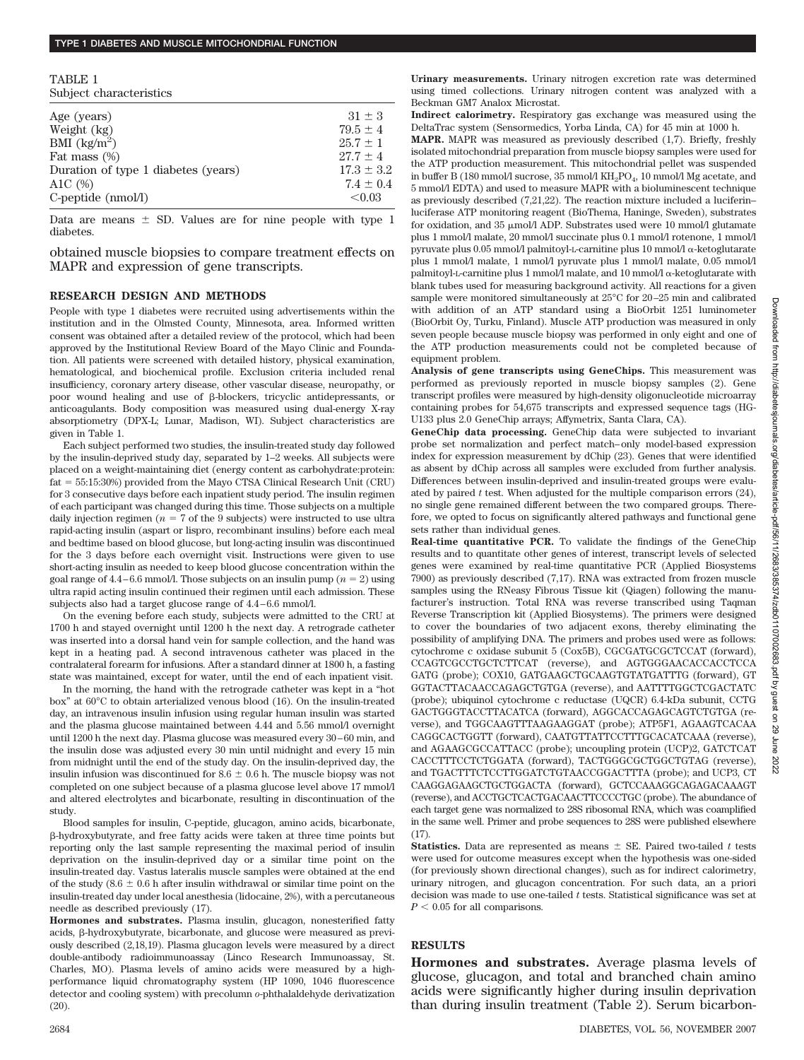TABLE 1

Subject characteristics

| | |
|---|---|
| Age (years) | 31 ± 3 |
| Weight (kg) | 79.5 ± 4 |
| BMI (kg/m$^2$) | 25.7 ± 1 |
| Fat mass (%) | 27.7 ± 4 |
| Duration of type 1 diabetes (years) | 17.3 ± 3.2 |
| A1C (%) | 7.4 ± 0.4 |
| C-peptide (nmol/l) | <0.03 |

Data are means ± SD. Values are for nine people with type 1 diabetes.

obtained muscle biopsies to compare treatment effects on MAPR and expression of gene transcripts.

## RESEARCH DESIGN AND METHODS

People with type 1 diabetes were recruited using advertisements within the institution and in the Olmsted County, Minnesota, area. Informed written consent was obtained after a detailed review of the protocol, which had been approved by the Institutional Review Board of the Mayo Clinic and Foundation. All patients were screened with detailed history, physical examination, hematological, and biochemical profile. Exclusion criteria included renal insufficiency, coronary artery disease, other vascular disease, neuropathy, or poor wound healing and use of β-blockers, tricyclic antidepressants, or anticoagulants. Body composition was measured using dual-energy X-ray absorptiometry (DPX-L; Lunar, Madison, WI). Subject characteristics are given in Table 1.

Each subject performed two studies, the insulin-treated study day followed by the insulin-deprived study day, separated by 1–2 weeks. All subjects were placed on a weight-maintaining diet (energy content as carbohydrate:protein: fat = 55:15:30%) provided from the Mayo CTSA Clinical Research Unit (CRU) for 3 consecutive days before each inpatient study period. The insulin regimen of each participant was changed during this time. Those subjects on a multiple daily injection regimen ($n$ = 7 of the 9 subjects) were instructed to use ultra rapid-acting insulin (aspart or lispro, recombinant insulins) before each meal and bedtime based on blood glucose, but long-acting insulin was discontinued for the 3 days before each overnight visit. Instructions were given to use short-acting insulin as needed to keep blood glucose concentration within the goal range of 4.4–6.6 mmol/l. Those subjects on an insulin pump ($n$ = 2) using ultra rapid acting insulin continued their regimen until each admission. These subjects also had a target glucose range of 4.4–6.6 mmol/l.

On the evening before each study, subjects were admitted to the CRU at 1700 h and stayed overnight until 1200 h the next day. A retrograde catheter was inserted into a dorsal hand vein for sample collection, and the hand was kept in a heating pad. A second intravenous catheter was placed in the contralateral forearm for infusions. After a standard dinner at 1800 h, a fasting state was maintained, except for water, until the end of each inpatient visit.

In the morning, the hand with the retrograde catheter was kept in a "hot box" at 60°C to obtain arterialized venous blood (16). On the insulin-treated day, an intravenous insulin infusion using regular human insulin was started and the plasma glucose maintained between 4.44 and 5.56 mmol/l overnight until 1200 h the next day. Plasma glucose was measured every 30–60 min, and the insulin dose was adjusted every 30 min until midnight and every 15 min from midnight until the end of the study day. On the insulin-deprived day, the insulin infusion was discontinued for 8.6 ± 0.6 h. The muscle biopsy was not completed on one subject because of a plasma glucose level above 17 mmol/l and altered electrolytes and bicarbonate, resulting in discontinuation of the study.

Blood samples for insulin, C-peptide, glucagon, amino acids, bicarbonate, β-hydroxybutyrate, and free fatty acids were taken at three time points but reporting only the last sample representing the maximal period of insulin deprivation on the insulin-deprived day or a similar time point on the insulin-treated day. Vastus lateralis muscle samples were obtained at the end of the study (8.6 ± 0.6 h after insulin withdrawal or similar time point on the insulin-treated day under local anesthesia (lidocaine, 2%), with a percutaneous needle as described previously (17).

**Hormones and substrates.** Plasma insulin, glucagon, nonesterified fatty acids, β-hydroxybutyrate, bicarbonate, and glucose were measured as previously described (2,18,19). Plasma glucagon levels were measured by a direct double-antibody radioimmunoassay (Linco Research Immunoassay, St. Charles, MO). Plasma levels of amino acids were measured by a high-performance liquid chromatography system (HP 1090, 1046 fluorescence detector and cooling system) with precolumn *o*-phthalaldehyde derivatization (20).

**Urinary measurements.** Urinary nitrogen excretion rate was determined using timed collections. Urinary nitrogen content was analyzed with a Beckman GM7 Analox Microstat.

**Indirect calorimetry.** Respiratory gas exchange was measured using the DeltaTrac system (Sensormedics, Yorba Linda, CA) for 45 min at 1000 h.

**MAPR.** MAPR was measured as previously described (1,7). Briefly, freshly isolated mitochondrial preparation from muscle biopsy samples were used for the ATP production measurement. This mitochondrial pellet was suspended in buffer B (180 mmol/l sucrose, 35 mmol/l $KH_2PO_4$, 10 mmol/l Mg acetate, and 5 mmol/l EDTA) and used to measure MAPR with a bioluminescent technique as previously described (7,21,22). The reaction mixture included a luciferin–luciferase ATP monitoring reagent (BioThema, Haninge, Sweden), substrates for oxidation, and 35 μmol/l ADP. Substrates used were 10 mmol/l glutamate plus 1 mmol/l malate, 20 mmol/l succinate plus 0.1 mmol/l rotenone, 1 mmol/l pyruvate plus 0.05 mmol/l palmitoyl-L-carnitine plus 10 mmol/l α-ketoglutarate plus 1 mmol/l malate, 1 mmol/l pyruvate plus 1 mmol/l malate, 0.05 mmol/l palmitoyl-L-carnitine plus 1 mmol/l malate, and 10 mmol/l α-ketoglutarate with blank tubes used for measuring background activity. All reactions for a given sample were monitored simultaneously at 25°C for 20–25 min and calibrated with addition of an ATP standard using a BioOrbit 1251 luminometer (BioOrbit Oy, Turku, Finland). Muscle ATP production was measured in only seven people because muscle biopsy was performed in only eight and one of the ATP production measurements could not be completed because of equipment problem.

**Analysis of gene transcripts using GeneChips.** This measurement was performed as previously reported in muscle biopsy samples (2). Gene transcript profiles were measured by high-density oligonucleotide microarray containing probes for 54,675 transcripts and expressed sequence tags (HG-U133 plus 2.0 GeneChip arrays; Affymetrix, Santa Clara, CA).

**GeneChip data processing.** GeneChip data were subjected to invariant probe set normalization and perfect match–only model-based expression index for expression measurement by dChip (23). Genes that were identified as absent by dChip across all samples were excluded from further analysis. Differences between insulin-deprived and insulin-treated groups were evaluated by paired $t$ test. When adjusted for the multiple comparison errors (24), no single gene remained different between the two compared groups. Therefore, we opted to focus on significantly altered pathways and functional gene sets rather than individual genes.

**Real-time quantitative PCR.** To validate the findings of the GeneChip results and to quantitate other genes of interest, transcript levels of selected genes were examined by real-time quantitative PCR (Applied Biosystems 7900) as previously described (7,17). RNA was extracted from frozen muscle samples using the RNeasy Fibrous Tissue kit (Qiagen) following the manufacturer's instruction. Total RNA was reverse transcribed using Taqman Reverse Transcription kit (Applied Biosystems). The primers were designed to cover the boundaries of two adjacent exons, thereby eliminating the possibility of amplifying DNA. The primers and probes used were as follows: cytochrome c oxidase subunit 5 (Cox5B), CGCGATGCGCTCCAT (forward), CCAGTCGCCTGCTCTTCAT (reverse), and AGTGGGAACACCACCTCCA GATG (probe); COX10, GATGAAGCTGCAAGTGTATGATTTG (forward), GT GGTACTTACAACCAGAGCTGTGA (reverse), and AATTTTGGCTCGACTATC (probe); ubiquinol cytochrome c reductase (UQCR) 6.4-kDa subunit, CCTG GACTGGGTACCTTACATCA (forward), AGGCACCAGAGCAGTCTGTGA (reverse), and TGGCAAGTTTAAGAAGGAT (probe); ATP5F1, AGAAGTCACAA CAGGCACTGGTT (forward), CAATGTTATTCCTTTGCACATCAAA (reverse), and AGAAGCGCCATTACC (probe); uncoupling protein (UCP)2, GATCTCAT CACCTTTCCTCTGGATA (forward), TACTGGGCGCTGGCTGTAG (reverse), and TGACTTTCTCCTTGGATCTGTAACCGGACTTTA (probe); and UCP3, CT CAAGGAGAAGCTGCTGGACTA (forward), GCTCCAAAGGCAGAGACAAAGT (reverse), and ACCTGCTCACTGACAACTTCCCCTGC (probe). The abundance of each target gene was normalized to 28S ribosomal RNA, which was coamplified in the same well. Primer and probe sequences to 28S were published elsewhere (17).

**Statistics.** Data are represented as means ± SE. Paired two-tailed $t$ tests were used for outcome measures except when the hypothesis was one-sided (for previously shown directional changes), such as for indirect calorimetry, urinary nitrogen, and glucagon concentration. For such data, an a priori decision was made to use one-tailed $t$ tests. Statistical significance was set at $P < 0.05$ for all comparisons.

## RESULTS

**Hormones and substrates.** Average plasma levels of glucose, glucagon, and total and branched chain amino acids were significantly higher during insulin deprivation than during insulin treatment (Table 2). Serum bicarbon-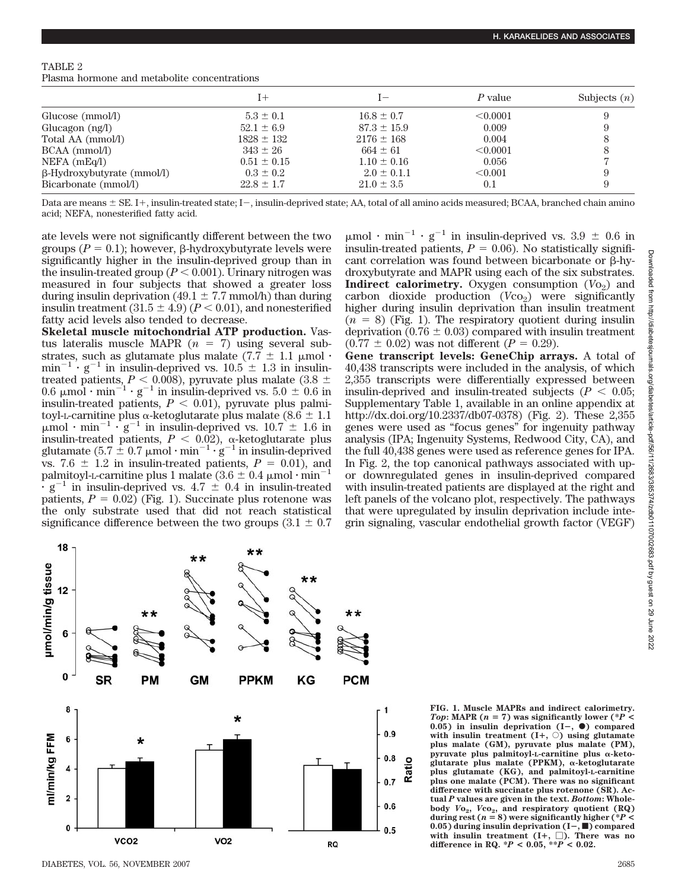TABLE 2
Plasma hormone and metabolite concentrations

| | I+ | I− | *P* value | Subjects (*n*) |
|---|---|---|---|---|
| Glucose (mmol/l) | 5.3 ± 0.1 | 16.8 ± 0.7 | <0.0001 | 9 |
| Glucagon (ng/l) | 52.1 ± 6.9 | 87.3 ± 15.9 | 0.009 | 9 |
| Total AA (mmol/l) | 1828 ± 132 | 2176 ± 168 | 0.004 | 8 |
| BCAA (mmol/l) | 343 ± 26 | 664 ± 61 | <0.0001 | 8 |
| NEFA (mEq/l) | 0.51 ± 0.15 | 1.10 ± 0.16 | 0.056 | 7 |
| β-Hydroxybutyrate (mmol/l) | 0.3 ± 0.2 | 2.0 ± 0.1.1 | <0.001 | 9 |
| Bicarbonate (mmol/l) | 22.8 ± 1.7 | 21.0 ± 3.5 | 0.1 | 9 |

Data are means ± SE. I+, insulin-treated state; I−, insulin-deprived state; AA, total of all amino acids measured; BCAA, branched chain amino acid; NEFA, nonesterified fatty acid.

ate levels were not significantly different between the two groups ($P = 0.1$); however, β-hydroxybutyrate levels were significantly higher in the insulin-deprived group than in the insulin-treated group ($P < 0.001$). Urinary nitrogen was measured in four subjects that showed a greater loss during insulin deprivation (49.1 ± 7.7 mmol/h) than during insulin treatment (31.5 ± 4.9) ($P < 0.01$), and nonesterified fatty acid levels also tended to decrease.

**Skeletal muscle mitochondrial ATP production.** Vastus lateralis muscle MAPR ($n = 7$) using several substrates, such as glutamate plus malate (7.7 ± 1.1 $\mu mol \cdot min^{-1} \cdot g^{-1}$ in insulin-deprived vs. 10.5 ± 1.3 in insulin-treated patients, $P < 0.008$), pyruvate plus malate (3.8 ± 0.6 $\mu mol \cdot min^{-1} \cdot g^{-1}$ in insulin-deprived vs. 5.0 ± 0.6 in insulin-treated patients, $P < 0.01$), pyruvate plus palmitoyl-L-carnitine plus α-ketoglutarate plus malate (8.6 ± 1.1 $\mu mol \cdot min^{-1} \cdot g^{-1}$ in insulin-deprived vs. 10.7 ± 1.6 in insulin-treated patients, $P < 0.02$), α-ketoglutarate plus glutamate (5.7 ± 0.7 $\mu mol \cdot min^{-1} \cdot g^{-1}$ in insulin-deprived vs. 7.6 ± 1.2 in insulin-treated patients, $P = 0.01$), and palmitoyl-L-carnitine plus 1 malate (3.6 ± 0.4 $\mu mol \cdot min^{-1} \cdot g^{-1}$ in insulin-deprived vs. 4.7 ± 0.4 in insulin-treated patients, $P = 0.02$) (Fig. 1). Succinate plus rotenone was the only substrate used that did not reach statistical significance difference between the two groups (3.1 ± 0.7 $\mu mol \cdot min^{-1} \cdot g^{-1}$ in insulin-deprived vs. 3.9 ± 0.6 in insulin-treated patients, $P = 0.06$). No statistically significant correlation was found between bicarbonate or β-hydroxybutyrate and MAPR using each of the six substrates.

**Indirect calorimetry.** Oxygen consumption ($Vo_2$) and carbon dioxide production ($Vco_2$) were significantly higher during insulin deprivation than insulin treatment ($n = 8$) (Fig. 1). The respiratory quotient during insulin deprivation (0.76 ± 0.03) compared with insulin treatment (0.77 ± 0.02) was not different ($P = 0.29$).

**Gene transcript levels: GeneChip arrays.** A total of 40,438 transcripts were included in the analysis, of which 2,355 transcripts were differentially expressed between insulin-deprived and insulin-treated subjects ($P < 0.05$; Supplementary Table 1, available in an online appendix at http://dx.doi.org/10.2337/db07-0378) (Fig. 2). These 2,355 genes were used as "focus genes" for ingenuity pathway analysis (IPA; Ingenuity Systems, Redwood City, CA), and the full 40,438 genes were used as reference genes for IPA. In Fig. 2, the top canonical pathways associated with up- or downregulated genes in insulin-deprived compared with insulin-treated patients are displayed at the right and left panels of the volcano plot, respectively. The pathways that were upregulated by insulin deprivation include integrin signaling, vascular endothelial growth factor (VEGF)

**FIG. 1. Muscle MAPRs and indirect calorimetry.** *Top*: MAPR ($n = 7$) was significantly lower (*$P < 0.05$) in insulin deprivation (I−, ●) compared with insulin treatment (I+, ○) using glutamate plus malate (GM), pyruvate plus malate (PM), pyruvate plus palmitoyl-L-carnitine plus α-ketoglutarate plus malate (PPKM), α-ketoglutarate plus glutamate (KG), and palmitoyl-L-carnitine plus one malate (PCM). There was no significant difference with succinate plus rotenone (SR). Actual *P* values are given in the text. *Bottom*: Whole-body $Vo_2$, $Vco_2$, and respiratory quotient (RQ) during rest ($n = 8$) were significantly higher (*$P < 0.05$) during insulin deprivation (I−, ■) compared with insulin treatment (I+, □). There was no difference in RQ. *$P < 0.05$, **$P < 0.02$.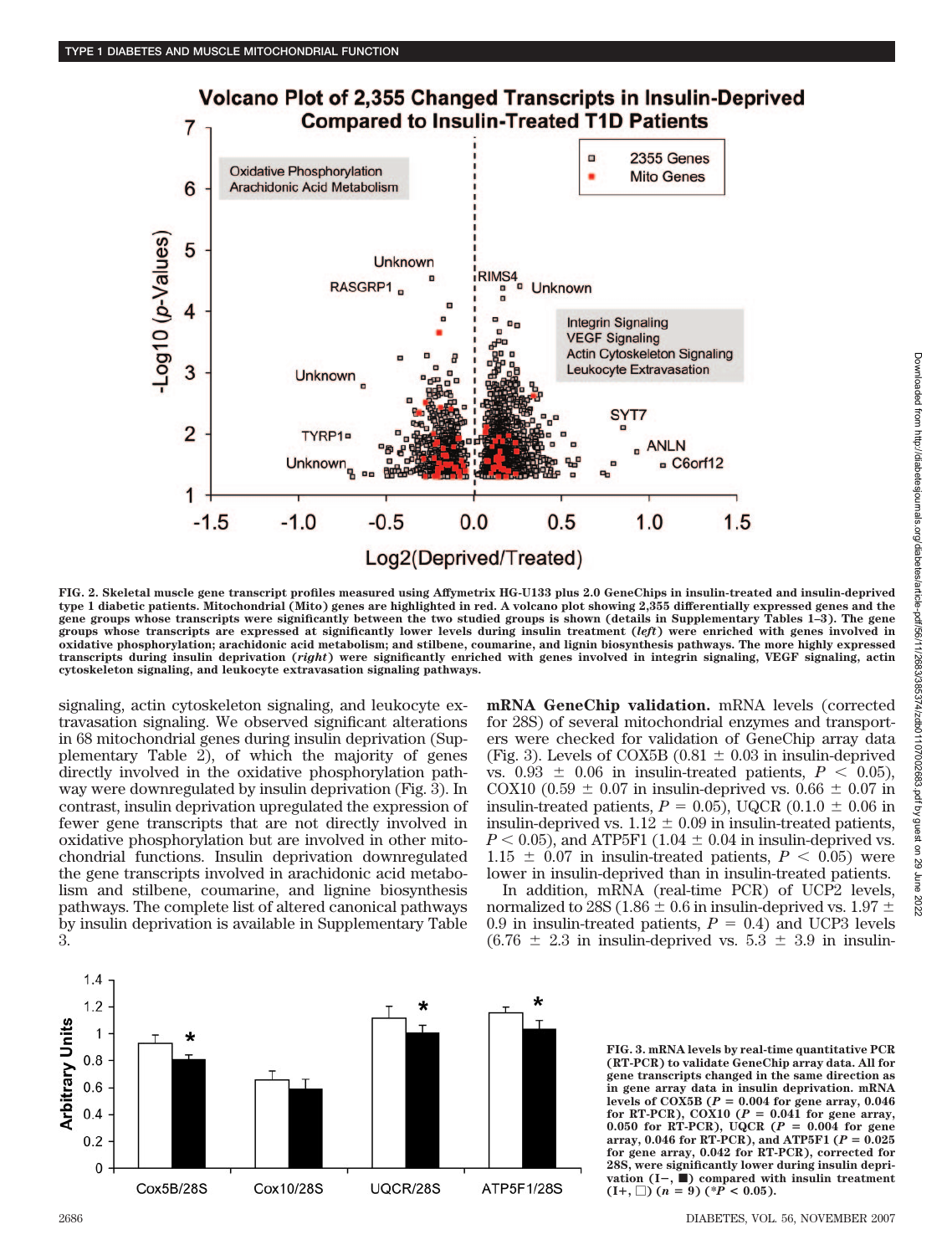FIG. 2. Skeletal muscle gene transcript profiles measured using Affymetrix HG-U133 plus 2.0 GeneChips in insulin-treated and insulin-deprived type 1 diabetic patients. Mitochondrial (Mito) genes are highlighted in red. A volcano plot showing 2,355 differentially expressed genes and the gene groups whose transcripts were significantly between the two studied groups is shown (details in Supplementary Tables 1–3). The gene groups whose transcripts are expressed at significantly lower levels during insulin treatment (*left*) were enriched with genes involved in oxidative phosphorylation; arachidonic acid metabolism; and stilbene, coumarine, and lignin biosynthesis pathways. The more highly expressed transcripts during insulin deprivation (*right*) were significantly enriched with genes involved in integrin signaling, VEGF signaling, actin cytoskeleton signaling, and leukocyte extravasation signaling pathways.

signaling, actin cytoskeleton signaling, and leukocyte extravasation signaling. We observed significant alterations in 68 mitochondrial genes during insulin deprivation (Supplementary Table 2), of which the majority of genes directly involved in the oxidative phosphorylation pathway were downregulated by insulin deprivation (Fig. 3). In contrast, insulin deprivation upregulated the expression of fewer gene transcripts that are not directly involved in oxidative phosphorylation but are involved in other mitochondrial functions. Insulin deprivation downregulated the gene transcripts involved in arachidonic acid metabolism and stilbene, coumarine, and lignine biosynthesis pathways. The complete list of altered canonical pathways by insulin deprivation is available in Supplementary Table 3.

**mRNA GeneChip validation.** mRNA levels (corrected for 28S) of several mitochondrial enzymes and transporters were checked for validation of GeneChip array data (Fig. 3). Levels of COX5B (0.81 ± 0.03 in insulin-deprived vs. 0.93 ± 0.06 in insulin-treated patients, $P < 0.05$), COX10 (0.59 ± 0.07 in insulin-deprived vs. 0.66 ± 0.07 in insulin-treated patients, $P = 0.05$), UQCR (0.1.0 ± 0.06 in insulin-deprived vs. 1.12 ± 0.09 in insulin-treated patients, $P < 0.05$), and ATP5F1 (1.04 ± 0.04 in insulin-deprived vs. 1.15 ± 0.07 in insulin-treated patients, $P < 0.05$) were lower in insulin-deprived than in insulin-treated patients.

In addition, mRNA (real-time PCR) of UCP2 levels, normalized to 28S (1.86 ± 0.6 in insulin-deprived vs. 1.97 ± 0.9 in insulin-treated patients, $P = 0.4$) and UCP3 levels (6.76 ± 2.3 in insulin-deprived vs. 5.3 ± 3.9 in insulin-

FIG. 3. mRNA levels by real-time quantitative PCR (RT-PCR) to validate GeneChip array data. All for gene transcripts changed in the same direction as in gene array data in insulin deprivation. mRNA levels of COX5B ($P = 0.004$ for gene array, 0.046 for RT-PCR), COX10 ($P = 0.041$ for gene array, 0.050 for RT-PCR), UQCR ($P = 0.004$ for gene array, 0.046 for RT-PCR), and ATP5F1 ($P = 0.025$ for gene array, 0.042 for RT-PCR), corrected for 28S, were significantly lower during insulin deprivation (I−, ■) compared with insulin treatment (I+, □) ($n = 9$) (*$P < 0.05$).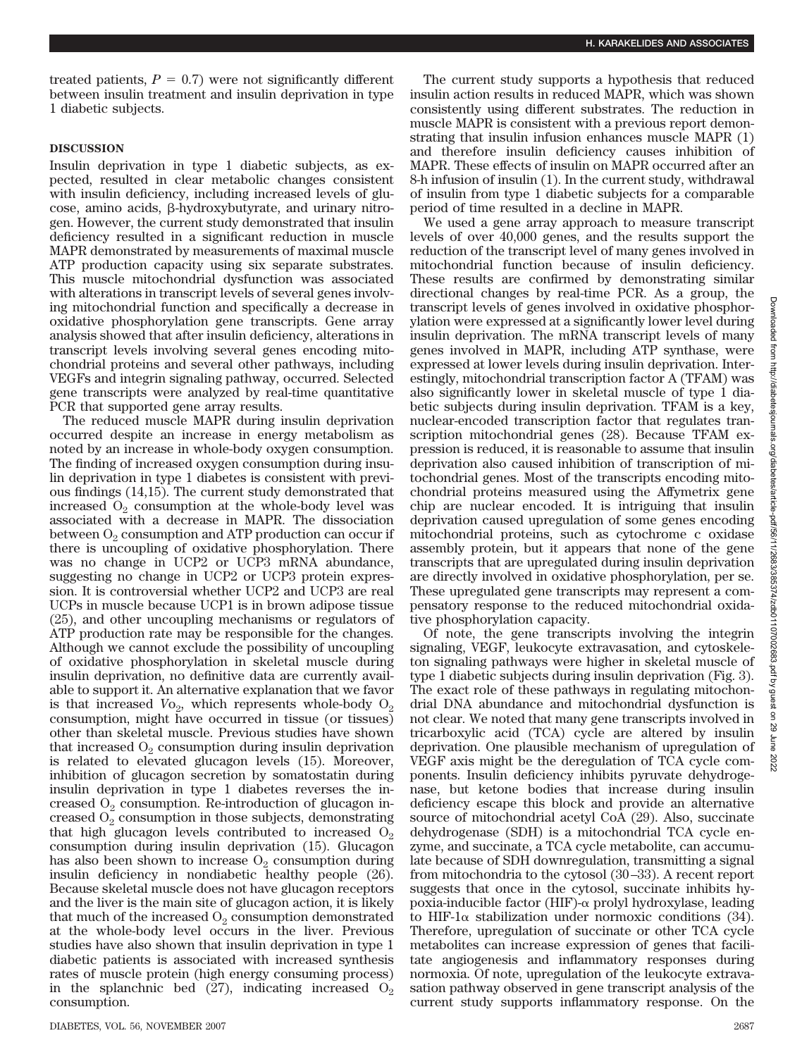treated patients, $P = 0.7$) were not significantly different between insulin treatment and insulin deprivation in type 1 diabetic subjects.

## DISCUSSION

Insulin deprivation in type 1 diabetic subjects, as expected, resulted in clear metabolic changes consistent with insulin deficiency, including increased levels of glucose, amino acids, β-hydroxybutyrate, and urinary nitrogen. However, the current study demonstrated that insulin deficiency resulted in a significant reduction in muscle MAPR demonstrated by measurements of maximal muscle ATP production capacity using six separate substrates. This muscle mitochondrial dysfunction was associated with alterations in transcript levels of several genes involving mitochondrial function and specifically a decrease in oxidative phosphorylation gene transcripts. Gene array analysis showed that after insulin deficiency, alterations in transcript levels involving several genes encoding mitochondrial proteins and several other pathways, including VEGFs and integrin signaling pathway, occurred. Selected gene transcripts were analyzed by real-time quantitative PCR that supported gene array results.

The reduced muscle MAPR during insulin deprivation occurred despite an increase in energy metabolism as noted by an increase in whole-body oxygen consumption. The finding of increased oxygen consumption during insulin deprivation in type 1 diabetes is consistent with previous findings (14,15). The current study demonstrated that increased $O_2$ consumption at the whole-body level was associated with a decrease in MAPR. The dissociation between $O_2$ consumption and ATP production can occur if there is uncoupling of oxidative phosphorylation. There was no change in UCP2 or UCP3 mRNA abundance, suggesting no change in UCP2 or UCP3 protein expression. It is controversial whether UCP2 and UCP3 are real UCPs in muscle because UCP1 is in brown adipose tissue (25), and other uncoupling mechanisms or regulators of ATP production rate may be responsible for the changes. Although we cannot exclude the possibility of uncoupling of oxidative phosphorylation in skeletal muscle during insulin deprivation, no definitive data are currently available to support it. An alternative explanation that we favor is that increased $V\text{O}_2$, which represents whole-body $O_2$ consumption, might have occurred in tissue (or tissues) other than skeletal muscle. Previous studies have shown that increased $O_2$ consumption during insulin deprivation is related to elevated glucagon levels (15). Moreover, inhibition of glucagon secretion by somatostatin during insulin deprivation in type 1 diabetes reverses the increased $O_2$ consumption. Re-introduction of glucagon increased $O_2$ consumption in those subjects, demonstrating that high glucagon levels contributed to increased $O_2$ consumption during insulin deprivation (15). Glucagon has also been shown to increase $O_2$ consumption during insulin deficiency in nondiabetic healthy people (26). Because skeletal muscle does not have glucagon receptors and the liver is the main site of glucagon action, it is likely that much of the increased $O_2$ consumption demonstrated at the whole-body level occurs in the liver. Previous studies have also shown that insulin deprivation in type 1 diabetic patients is associated with increased synthesis rates of muscle protein (high energy consuming process) in the splanchnic bed (27), indicating increased $O_2$ consumption.

The current study supports a hypothesis that reduced insulin action results in reduced MAPR, which was shown consistently using different substrates. The reduction in muscle MAPR is consistent with a previous report demonstrating that insulin infusion enhances muscle MAPR (1) and therefore insulin deficiency causes inhibition of MAPR. These effects of insulin on MAPR occurred after an 8-h infusion of insulin (1). In the current study, withdrawal of insulin from type 1 diabetic subjects for a comparable period of time resulted in a decline in MAPR.

We used a gene array approach to measure transcript levels of over 40,000 genes, and the results support the reduction of the transcript level of many genes involved in mitochondrial function because of insulin deficiency. These results are confirmed by demonstrating similar directional changes by real-time PCR. As a group, the transcript levels of genes involved in oxidative phosphorylation were expressed at a significantly lower level during insulin deprivation. The mRNA transcript levels of many genes involved in MAPR, including ATP synthase, were expressed at lower levels during insulin deprivation. Interestingly, mitochondrial transcription factor A (TFAM) was also significantly lower in skeletal muscle of type 1 diabetic subjects during insulin deprivation. TFAM is a key, nuclear-encoded transcription factor that regulates transcription mitochondrial genes (28). Because TFAM expression is reduced, it is reasonable to assume that insulin deprivation also caused inhibition of transcription of mitochondrial genes. Most of the transcripts encoding mitochondrial proteins measured using the Affymetrix gene chip are nuclear encoded. It is intriguing that insulin deprivation caused upregulation of some genes encoding mitochondrial proteins, such as cytochrome c oxidase assembly protein, but it appears that none of the gene transcripts that are upregulated during insulin deprivation are directly involved in oxidative phosphorylation, per se. These upregulated gene transcripts may represent a compensatory response to the reduced mitochondrial oxidative phosphorylation capacity.

Of note, the gene transcripts involving the integrin signaling, VEGF, leukocyte extravasation, and cytoskeleton signaling pathways were higher in skeletal muscle of type 1 diabetic subjects during insulin deprivation (Fig. 3). The exact role of these pathways in regulating mitochondrial DNA abundance and mitochondrial dysfunction is not clear. We noted that many gene transcripts involved in tricarboxylic acid (TCA) cycle are altered by insulin deprivation. One plausible mechanism of upregulation of VEGF axis might be the deregulation of TCA cycle components. Insulin deficiency inhibits pyruvate dehydrogenase, but ketone bodies that increase during insulin deficiency escape this block and provide an alternative source of mitochondrial acetyl CoA (29). Also, succinate dehydrogenase (SDH) is a mitochondrial TCA cycle enzyme, and succinate, a TCA cycle metabolite, can accumulate because of SDH downregulation, transmitting a signal from mitochondria to the cytosol (30–33). A recent report suggests that once in the cytosol, succinate inhibits hypoxia-inducible factor (HIF)-α prolyl hydroxylase, leading to HIF-1α stabilization under normoxic conditions (34). Therefore, upregulation of succinate or other TCA cycle metabolites can increase expression of genes that facilitate angiogenesis and inflammatory responses during normoxia. Of note, upregulation of the leukocyte extravasation pathway observed in gene transcript analysis of the current study supports inflammatory response. On the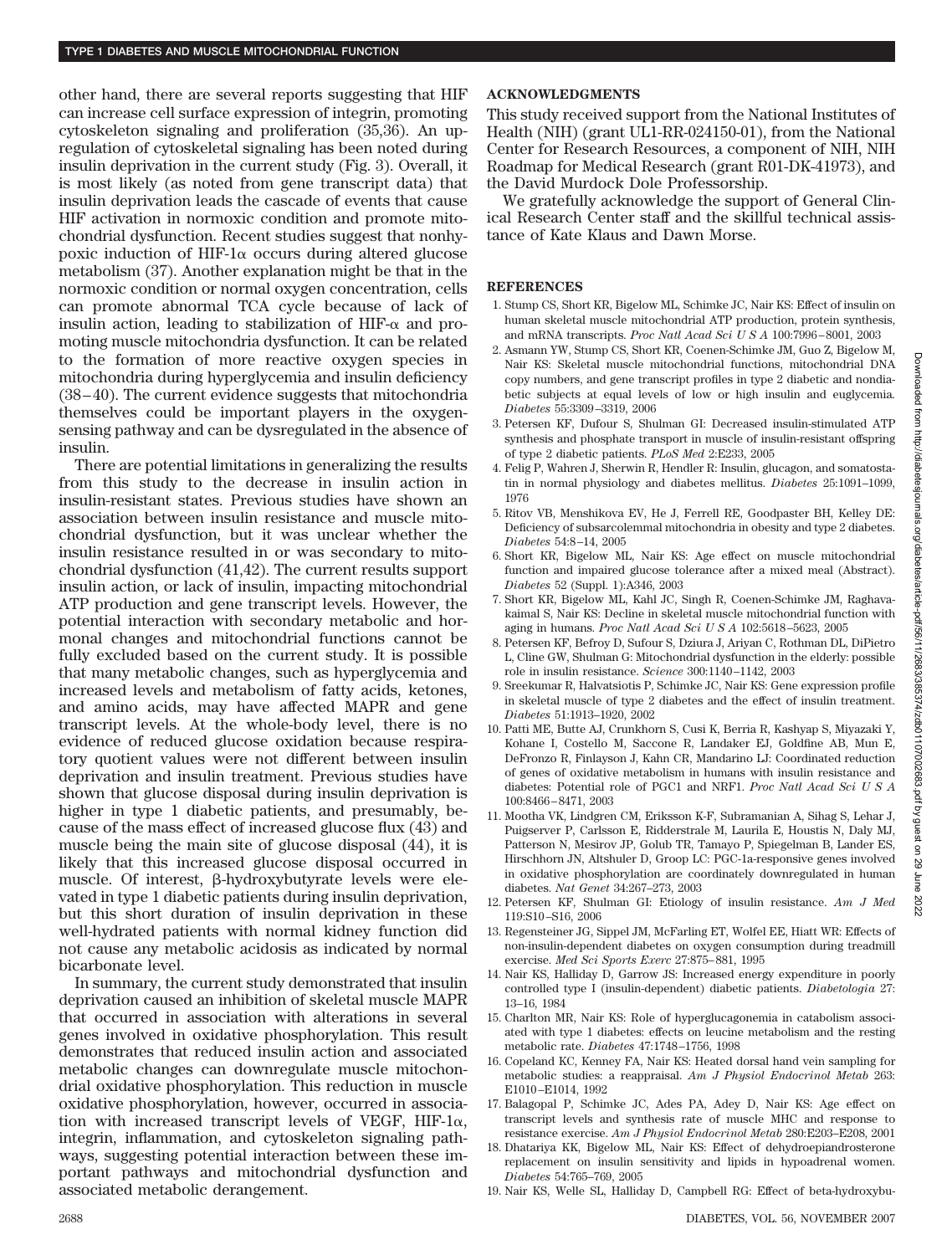other hand, there are several reports suggesting that HIF can increase cell surface expression of integrin, promoting cytoskeleton signaling and proliferation (35,36). An upregulation of cytoskeletal signaling has been noted during insulin deprivation in the current study (Fig. 3). Overall, it is most likely (as noted from gene transcript data) that insulin deprivation leads the cascade of events that cause HIF activation in normoxic condition and promote mitochondrial dysfunction. Recent studies suggest that nonhypoxic induction of HIF-1$\alpha$ occurs during altered glucose metabolism (37). Another explanation might be that in the normoxic condition or normal oxygen concentration, cells can promote abnormal TCA cycle because of lack of insulin action, leading to stabilization of HIF-$\alpha$ and promoting muscle mitochondria dysfunction. It can be related to the formation of more reactive oxygen species in mitochondria during hyperglycemia and insulin deficiency (38–40). The current evidence suggests that mitochondria themselves could be important players in the oxygen-sensing pathway and can be dysregulated in the absence of insulin.

There are potential limitations in generalizing the results from this study to the decrease in insulin action in insulin-resistant states. Previous studies have shown an association between insulin resistance and muscle mitochondrial dysfunction, but it was unclear whether the insulin resistance resulted in or was secondary to mitochondrial dysfunction (41,42). The current results support insulin action, or lack of insulin, impacting mitochondrial ATP production and gene transcript levels. However, the potential interaction with secondary metabolic and hormonal changes and mitochondrial functions cannot be fully excluded based on the current study. It is possible that many metabolic changes, such as hyperglycemia and increased levels and metabolism of fatty acids, ketones, and amino acids, may have affected MAPR and gene transcript levels. At the whole-body level, there is no evidence of reduced glucose oxidation because respiratory quotient values were not different between insulin deprivation and insulin treatment. Previous studies have shown that glucose disposal during insulin deprivation is higher in type 1 diabetic patients, and presumably, because of the mass effect of increased glucose flux (43) and muscle being the main site of glucose disposal (44), it is likely that this increased glucose disposal occurred in muscle. Of interest, $\beta$-hydroxybutyrate levels were elevated in type 1 diabetic patients during insulin deprivation, but this short duration of insulin deprivation in these well-hydrated patients with normal kidney function did not cause any metabolic acidosis as indicated by normal bicarbonate level.

In summary, the current study demonstrated that insulin deprivation caused an inhibition of skeletal muscle MAPR that occurred in association with alterations in several genes involved in oxidative phosphorylation. This result demonstrates that reduced insulin action and associated metabolic changes can downregulate muscle mitochondrial oxidative phosphorylation. This reduction in muscle oxidative phosphorylation, however, occurred in association with increased transcript levels of VEGF, HIF-1$\alpha$, integrin, inflammation, and cytoskeleton signaling pathways, suggesting potential interaction between these important pathways and mitochondrial dysfunction and associated metabolic derangement.

## ACKNOWLEDGMENTS

This study received support from the National Institutes of Health (NIH) (grant UL1-RR-024150-01), from the National Center for Research Resources, a component of NIH, NIH Roadmap for Medical Research (grant R01-DK-41973), and the David Murdock Dole Professorship.

We gratefully acknowledge the support of General Clinical Research Center staff and the skillful technical assistance of Kate Klaus and Dawn Morse.

## REFERENCES

1. Stump CS, Short KR, Bigelow ML, Schimke JC, Nair KS: Effect of insulin on human skeletal muscle mitochondrial ATP production, protein synthesis, and mRNA transcripts. *Proc Natl Acad Sci U S A* 100:7996–8001, 2003
2. Asmann YW, Stump CS, Short KR, Coenen-Schimke JM, Guo Z, Bigelow M, Nair KS: Skeletal muscle mitochondrial functions, mitochondrial DNA copy numbers, and gene transcript profiles in type 2 diabetic and nondiabetic subjects at equal levels of low or high insulin and euglycemia. *Diabetes* 55:3309–3319, 2006
3. Petersen KF, Dufour S, Shulman GI: Decreased insulin-stimulated ATP synthesis and phosphate transport in muscle of insulin-resistant offspring of type 2 diabetic patients. *PLoS Med* 2:E233, 2005
4. Felig P, Wahren J, Sherwin R, Hendler R: Insulin, glucagon, and somatostatin in normal physiology and diabetes mellitus. *Diabetes* 25:1091–1099, 1976
5. Ritov VB, Menshikova EV, He J, Ferrell RE, Goodpaster BH, Kelley DE: Deficiency of subsarcolemmal mitochondria in obesity and type 2 diabetes. *Diabetes* 54:8–14, 2005
6. Short KR, Bigelow ML, Nair KS: Age effect on muscle mitochondrial function and impaired glucose tolerance after a mixed meal (Abstract). *Diabetes* 52 (Suppl. 1):A346, 2003
7. Short KR, Bigelow ML, Kahl JC, Singh R, Coenen-Schimke JM, Raghavakaimal S, Nair KS: Decline in skeletal muscle mitochondrial function with aging in humans. *Proc Natl Acad Sci U S A* 102:5618–5623, 2005
8. Petersen KF, Befroy D, Sufour S, Dziura J, Ariyan C, Rothman DL, DiPietro L, Cline GW, Shulman G: Mitochondrial dysfunction in the elderly: possible role in insulin resistance. *Science* 300:1140–1142, 2003
9. Sreekumar R, Halvatsiotis P, Schimke JC, Nair KS: Gene expression profile in skeletal muscle of type 2 diabetes and the effect of insulin treatment. *Diabetes* 51:1913–1920, 2002
10. Patti ME, Butte AJ, Crunkhorn S, Cusi K, Berria R, Kashyap S, Miyazaki Y, Kohane I, Costello M, Saccone R, Landaker EJ, Goldfine AB, Mun E, DeFronzo R, Finlayson J, Kahn CR, Mandarino LJ: Coordinated reduction of genes of oxidative metabolism in humans with insulin resistance and diabetes: Potential role of PGC1 and NRF1. *Proc Natl Acad Sci U S A* 100:8466–8471, 2003
11. Mootha VK, Lindgren CM, Eriksson K-F, Subramanian A, Sihag S, Lehar J, Puigserver P, Carlsson E, Ridderstrale M, Laurila E, Houstis N, Daly MJ, Patterson N, Mesirov JP, Golub TR, Tamayo P, Spiegelman B, Lander ES, Hirschhorn JN, Altshuler D, Groop LC: PGC-1a-responsive genes involved in oxidative phosphorylation are coordinately downregulated in human diabetes. *Nat Genet* 34:267–273, 2003
12. Petersen KF, Shulman GI: Etiology of insulin resistance. *Am J Med* 119:S10–S16, 2006
13. Regensteiner JG, Sippel JM, McFarling ET, Wolfel EE, Hiatt WR: Effects of non-insulin-dependent diabetes on oxygen consumption during treadmill exercise. *Med Sci Sports Exerc* 27:875–881, 1995
14. Nair KS, Halliday D, Garrow JS: Increased energy expenditure in poorly controlled type I (insulin-dependent) diabetic patients. *Diabetologia* 27: 13–16, 1984
15. Charlton MR, Nair KS: Role of hyperglucagonemia in catabolism associated with type 1 diabetes: effects on leucine metabolism and the resting metabolic rate. *Diabetes* 47:1748–1756, 1998
16. Copeland KC, Kenney FA, Nair KS: Heated dorsal hand vein sampling for metabolic studies: a reappraisal. *Am J Physiol Endocrinol Metab* 263: E1010–E1014, 1992
17. Balagopal P, Schimke JC, Ades PA, Adey D, Nair KS: Age effect on transcript levels and synthesis rate of muscle MHC and response to resistance exercise. *Am J Physiol Endocrinol Metab* 280:E203–E208, 2001
18. Dhatariya KK, Bigelow ML, Nair KS: Effect of dehydroepiandrosterone replacement on insulin sensitivity and lipids in hypoadrenal women. *Diabetes* 54:765–769, 2005
19. Nair KS, Welle SL, Halliday D, Campbell RG: Effect of beta-hydroxybu-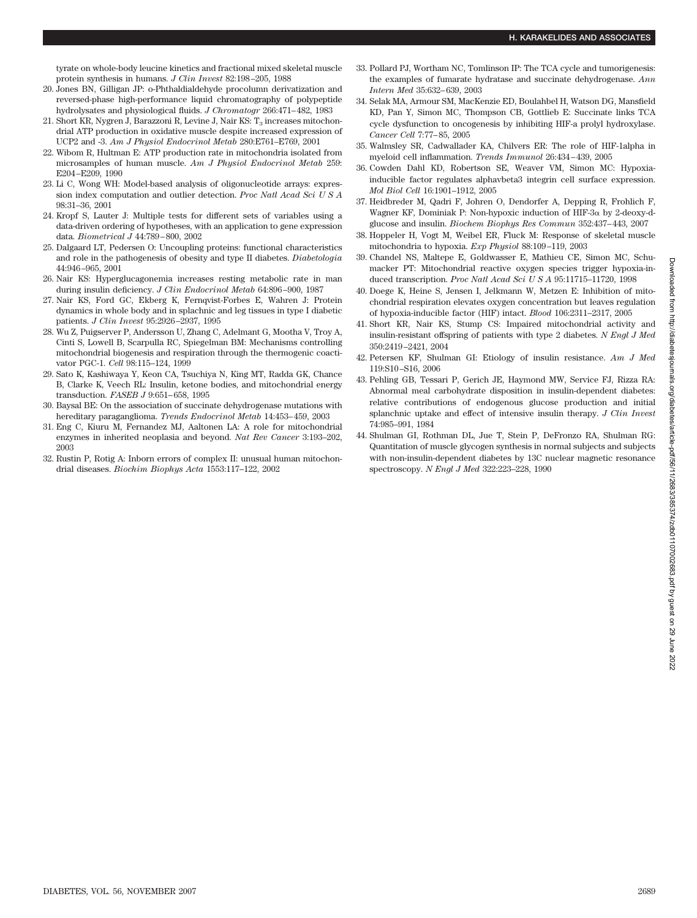tyrate on whole-body leucine kinetics and fractional mixed skeletal muscle protein synthesis in humans. *J Clin Invest* 82:198–205, 1988

20. Jones BN, Gilligan JP: o-Phthaldialdehyde procolumn derivatization and reversed-phase high-performance liquid chromatography of polypeptide hydrolysates and physiological fluids. *J Chromatogr* 266:471–482, 1983
21. Short KR, Nygren J, Barazzoni R, Levine J, Nair KS: $T_3$ increases mitochondrial ATP production in oxidative muscle despite increased expression of UCP2 and -3. *Am J Physiol Endocrinol Metab* 280:E761–E769, 2001
22. Wibom R, Hultman E: ATP production rate in mitochondria isolated from microsamples of human muscle. *Am J Physiol Endocrinol Metab* 259: E204–E209, 1990
23. Li C, Wong WH: Model-based analysis of oligonucleotide arrays: expression index computation and outlier detection. *Proc Natl Acad Sci U S A* 98:31–36, 2001
24. Kropf S, Lauter J: Multiple tests for different sets of variables using a data-driven ordering of hypotheses, with an application to gene expression data. *Biometrical J* 44:789–800, 2002
25. Dalgaard LT, Pedersen O: Uncoupling proteins: functional characteristics and role in the pathogenesis of obesity and type II diabetes. *Diabetologia* 44:946–965, 2001
26. Nair KS: Hyperglucagonemia increases resting metabolic rate in man during insulin deficiency. *J Clin Endocrinol Metab* 64:896–900, 1987
27. Nair KS, Ford GC, Ekberg K, Fernqvist-Forbes E, Wahren J: Protein dynamics in whole body and in splachnic and leg tissues in type I diabetic patients. *J Clin Invest* 95:2926–2937, 1995
28. Wu Z, Puigserver P, Andersson U, Zhang C, Adelmant G, Mootha V, Troy A, Cinti S, Lowell B, Scarpulla RC, Spiegelman BM: Mechanisms controlling mitochondrial biogenesis and respiration through the thermogenic coactivator PGC-1. *Cell* 98:115–124, 1999
29. Sato K, Kashiwaya Y, Keon CA, Tsuchiya N, King MT, Radda GK, Chance B, Clarke K, Veech RL: Insulin, ketone bodies, and mitochondrial energy transduction. *FASEB J* 9:651–658, 1995
30. Baysal BE: On the association of succinate dehydrogenase mutations with hereditary paraganglioma. *Trends Endocrinol Metab* 14:453–459, 2003
31. Eng C, Kiuru M, Fernandez MJ, Aaltonen LA: A role for mitochondrial enzymes in inherited neoplasia and beyond. *Nat Rev Cancer* 3:193–202, 2003
32. Rustin P, Rotig A: Inborn errors of complex II: unusual human mitochondrial diseases. *Biochim Biophys Acta* 1553:117–122, 2002
33. Pollard PJ, Wortham NC, Tomlinson IP: The TCA cycle and tumorigenesis: the examples of fumarate hydratase and succinate dehydrogenase. *Ann Intern Med* 35:632–639, 2003
34. Selak MA, Armour SM, MacKenzie ED, Boulahbel H, Watson DG, Mansfield KD, Pan Y, Simon MC, Thompson CB, Gottlieb E: Succinate links TCA cycle dysfunction to oncogenesis by inhibiting HIF-a prolyl hydroxylase. *Cancer Cell* 7:77–85, 2005
35. Walmsley SR, Cadwallader KA, Chilvers ER: The role of HIF-1alpha in myeloid cell inflammation. *Trends Immunol* 26:434–439, 2005
36. Cowden Dahl KD, Robertson SE, Weaver VM, Simon MC: Hypoxia-inducible factor regulates alphavbeta3 integrin cell surface expression. *Mol Biol Cell* 16:1901–1912, 2005
37. Heidbreder M, Qadri F, Johren O, Dendorfer A, Depping R, Frohlich F, Wagner KF, Dominiak P: Non-hypoxic induction of HIF-3$\alpha$ by 2-deoxy-d-glucose and insulin. *Biochem Biophys Res Commun* 352:437–443, 2007
38. Hoppeler H, Vogt M, Weibel ER, Fluck M: Response of skeletal muscle mitochondria to hypoxia. *Exp Physiol* 88:109–119, 2003
39. Chandel NS, Maltepe E, Goldwasser E, Mathieu CE, Simon MC, Schumacker PT: Mitochondrial reactive oxygen species trigger hypoxia-induced transcription. *Proc Natl Acad Sci U S A* 95:11715–11720, 1998
40. Doege K, Heine S, Jensen I, Jelkmann W, Metzen E: Inhibition of mitochondrial respiration elevates oxygen concentration but leaves regulation of hypoxia-inducible factor (HIF) intact. *Blood* 106:2311–2317, 2005
41. Short KR, Nair KS, Stump CS: Impaired mitochondrial activity and insulin-resistant offspring of patients with type 2 diabetes. *N Engl J Med* 350:2419–2421, 2004
42. Petersen KF, Shulman GI: Etiology of insulin resistance. *Am J Med* 119:S10–S16, 2006
43. Pehling GB, Tessari P, Gerich JE, Haymond MW, Service FJ, Rizza RA: Abnormal meal carbohydrate disposition in insulin-dependent diabetes: relative contributions of endogenous glucose production and initial splanchnic uptake and effect of intensive insulin therapy. *J Clin Invest* 74:985–991, 1984
44. Shulman GI, Rothman DL, Jue T, Stein P, DeFronzo RA, Shulman RG: Quantitation of muscle glycogen synthesis in normal subjects and subjects with non-insulin-dependent diabetes by 13C nuclear magnetic resonance spectroscopy. *N Engl J Med* 322:223–228, 1990